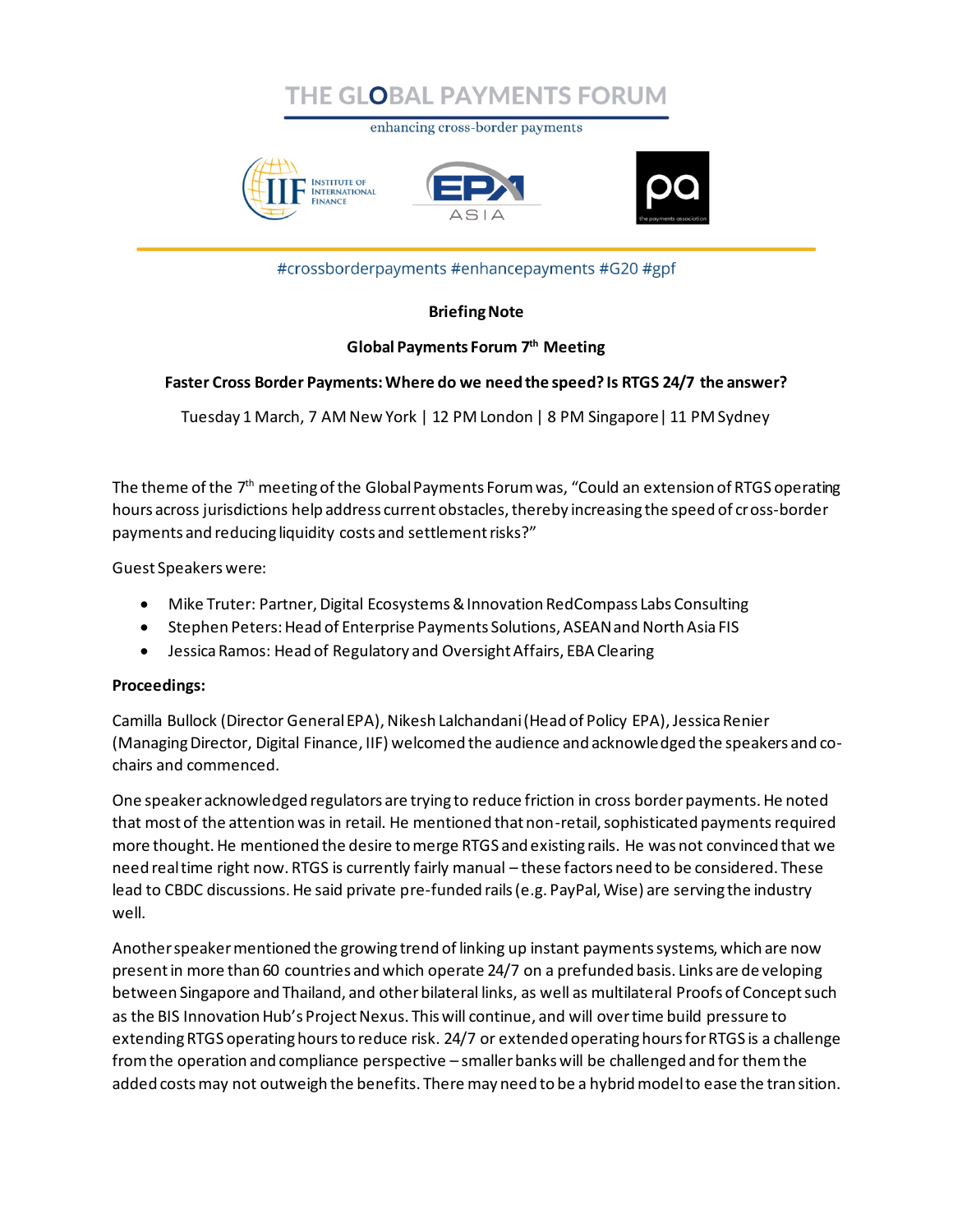# THE GLOBAL PAYMENTS FORUM

enhancing cross-border payments

#crossborderpayments #enhancepayments #G20 #gpf

**Briefing Note**

**Global Payments Forum 7th Meeting**

**Faster Cross Border Payments: Where do we need the speed? Is RTGS 24/7 the answer?**

Tuesday 1 March, 7 AM New York | 12 PM London | 8 PM Singapore | 11 PM Sydney

The theme of the 7th meeting of the Global Payments Forum was, "Could an extension of RTGS operating hours across jurisdictions help address current obstacles, thereby increasing the speed of cross-border payments and reducing liquidity costs and settlement risks?"

Guest Speakers were:

- Mike Truter: Partner, Digital Ecosystems & Innovation RedCompass Labs Consulting
- Stephen Peters: Head of Enterprise Payments Solutions, ASEAN and North Asia FIS
- Jessica Ramos: Head of Regulatory and Oversight Affairs, EBA Clearing

**Proceedings:**

Camilla Bullock (Director General EPA), Nikesh Lalchandani (Head of Policy EPA), Jessica Renier (Managing Director, Digital Finance, IIF) welcomed the audience and acknowledged the speakers and co-chairs and commenced.

One speaker acknowledged regulators are trying to reduce friction in cross border payments. He noted that most of the attention was in retail. He mentioned that non-retail, sophisticated payments required more thought. He mentioned the desire to merge RTGS and existing rails. He was not convinced that we need real time right now. RTGS is currently fairly manual – these factors need to be considered. These lead to CBDC discussions. He said private pre-funded rails (e.g. PayPal, Wise) are serving the industry well.

Another speaker mentioned the growing trend of linking up instant payments systems, which are now present in more than 60 countries and which operate 24/7 on a prefunded basis. Links are developing between Singapore and Thailand, and other bilateral links, as well as multilateral Proofs of Concept such as the BIS Innovation Hub's Project Nexus. This will continue, and will over time build pressure to extending RTGS operating hours to reduce risk. 24/7 or extended operating hours for RTGS is a challenge from the operation and compliance perspective – smaller banks will be challenged and for them the added costs may not outweigh the benefits. There may need to be a hybrid model to ease the transition.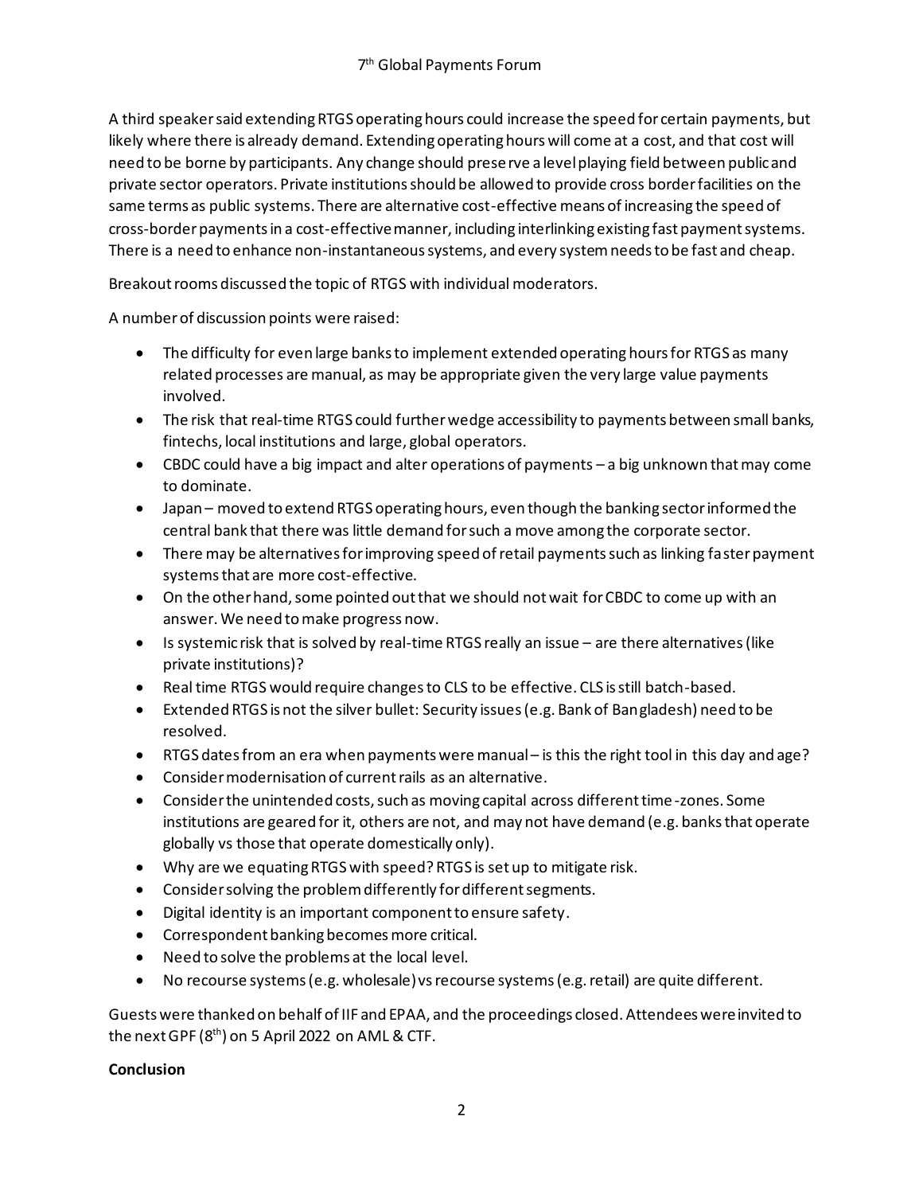A third speaker said extending RTGS operating hours could increase the speed for certain payments, but likely where there is already demand. Extending operating hours will come at a cost, and that cost will need to be borne by participants. Any change should preserve a level playing field between public and private sector operators. Private institutions should be allowed to provide cross border facilities on the same terms as public systems. There are alternative cost-effective means of increasing the speed of cross-border payments in a cost-effective manner, including interlinking existing fast payment systems. There is a need to enhance non-instantaneous systems, and every system needs to be fast and cheap.

Breakout rooms discussed the topic of RTGS with individual moderators.

A number of discussion points were raised:

- The difficulty for even large banks to implement extended operating hours for RTGS as many related processes are manual, as may be appropriate given the very large value payments involved.
- The risk that real-time RTGS could further wedge accessibility to payments between small banks, fintechs, local institutions and large, global operators.
- CBDC could have a big impact and alter operations of payments – a big unknown that may come to dominate.
- Japan – moved to extend RTGS operating hours, even though the banking sector informed the central bank that there was little demand for such a move among the corporate sector.
- There may be alternatives for improving speed of retail payments such as linking faster payment systems that are more cost-effective.
- On the other hand, some pointed out that we should not wait for CBDC to come up with an answer. We need to make progress now.
- Is systemic risk that is solved by real-time RTGS really an issue – are there alternatives (like private institutions)?
- Real time RTGS would require changes to CLS to be effective. CLS is still batch-based.
- Extended RTGS is not the silver bullet: Security issues (e.g. Bank of Bangladesh) need to be resolved.
- RTGS dates from an era when payments were manual – is this the right tool in this day and age?
- Consider modernisation of current rails as an alternative.
- Consider the unintended costs, such as moving capital across different time-zones. Some institutions are geared for it, others are not, and may not have demand (e.g. banks that operate globally vs those that operate domestically only).
- Why are we equating RTGS with speed? RTGS is set up to mitigate risk.
- Consider solving the problem differently for different segments.
- Digital identity is an important component to ensure safety.
- Correspondent banking becomes more critical.
- Need to solve the problems at the local level.
- No recourse systems (e.g. wholesale) vs recourse systems (e.g. retail) are quite different.

Guests were thanked on behalf of IIF and EPAA, and the proceedings closed. Attendees were invited to the next GPF (8th) on 5 April 2022 on AML & CTF.

**Conclusion**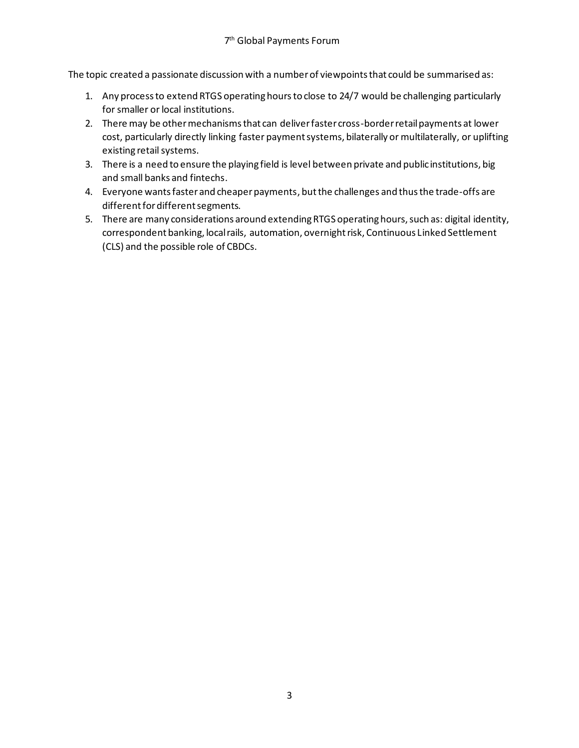The topic created a passionate discussion with a number of viewpoints that could be summarised as:

1. Any process to extend RTGS operating hours to close to 24/7 would be challenging particularly for smaller or local institutions.
2. There may be other mechanisms that can deliver faster cross-border retail payments at lower cost, particularly directly linking faster payment systems, bilaterally or multilaterally, or uplifting existing retail systems.
3. There is a need to ensure the playing field is level between private and public institutions, big and small banks and fintechs.
4. Everyone wants faster and cheaper payments, but the challenges and thus the trade-offs are different for different segments.
5. There are many considerations around extending RTGS operating hours, such as: digital identity, correspondent banking, local rails, automation, overnight risk, Continuous Linked Settlement (CLS) and the possible role of CBDCs.